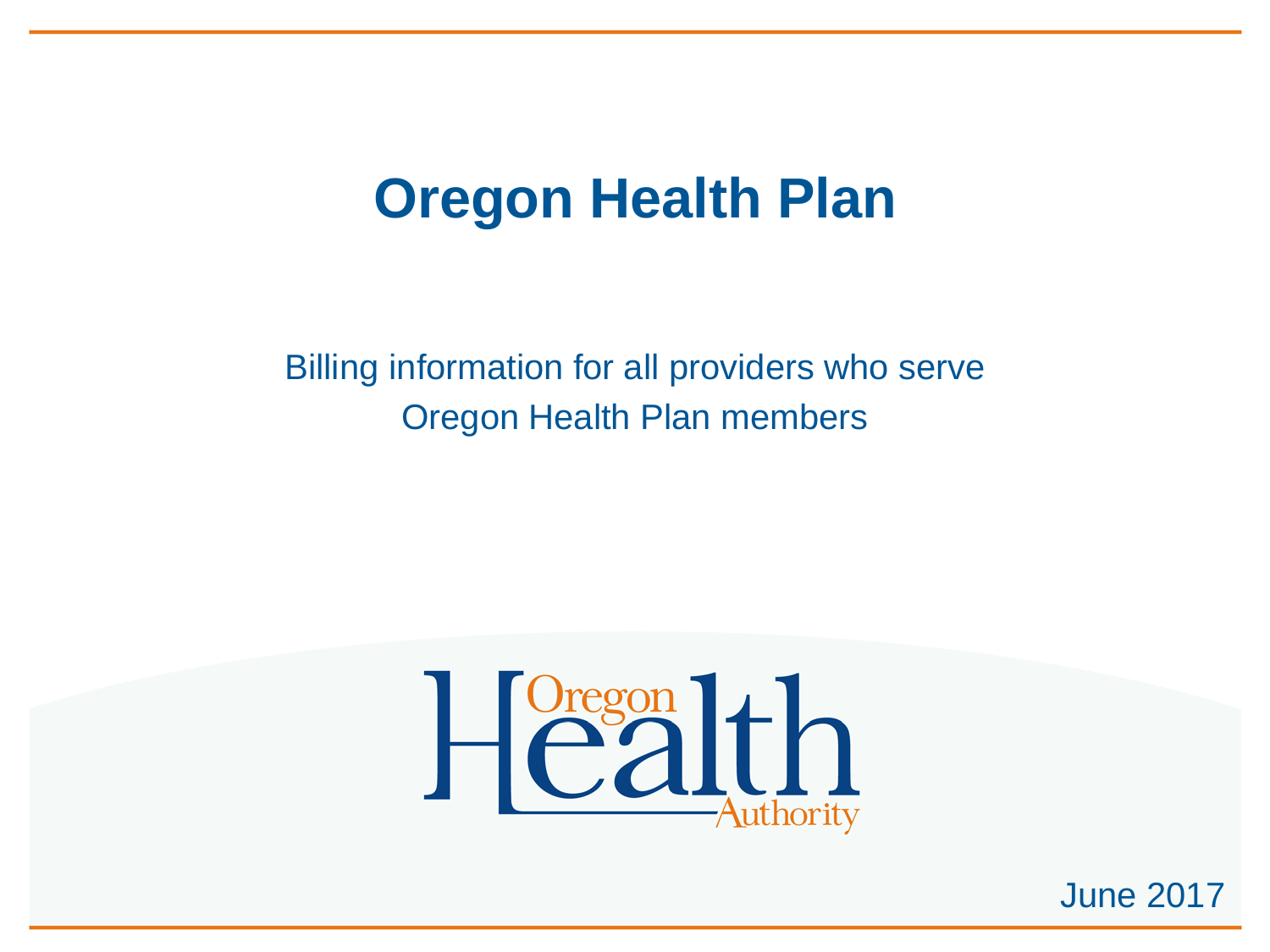# Oregon Health Plan

Billing information for all providers who serve Oregon Health Plan members

Oregon Health Authority

June 2017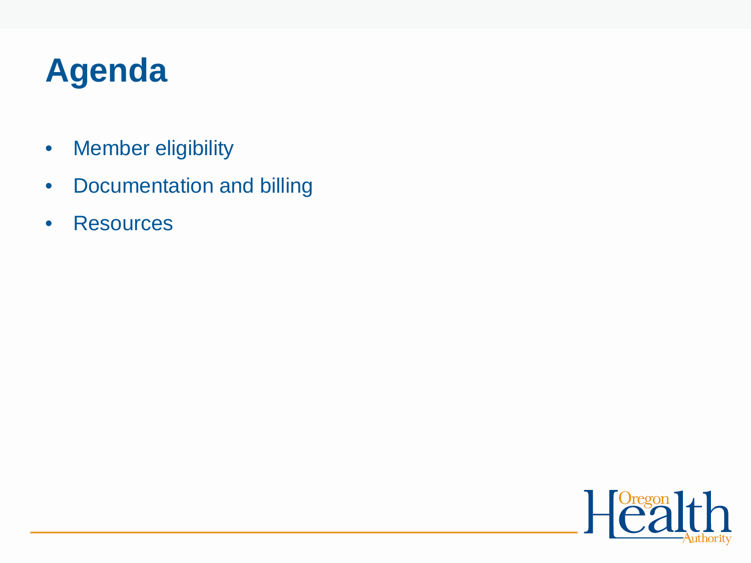# Agenda

- Member eligibility
- Documentation and billing
- Resources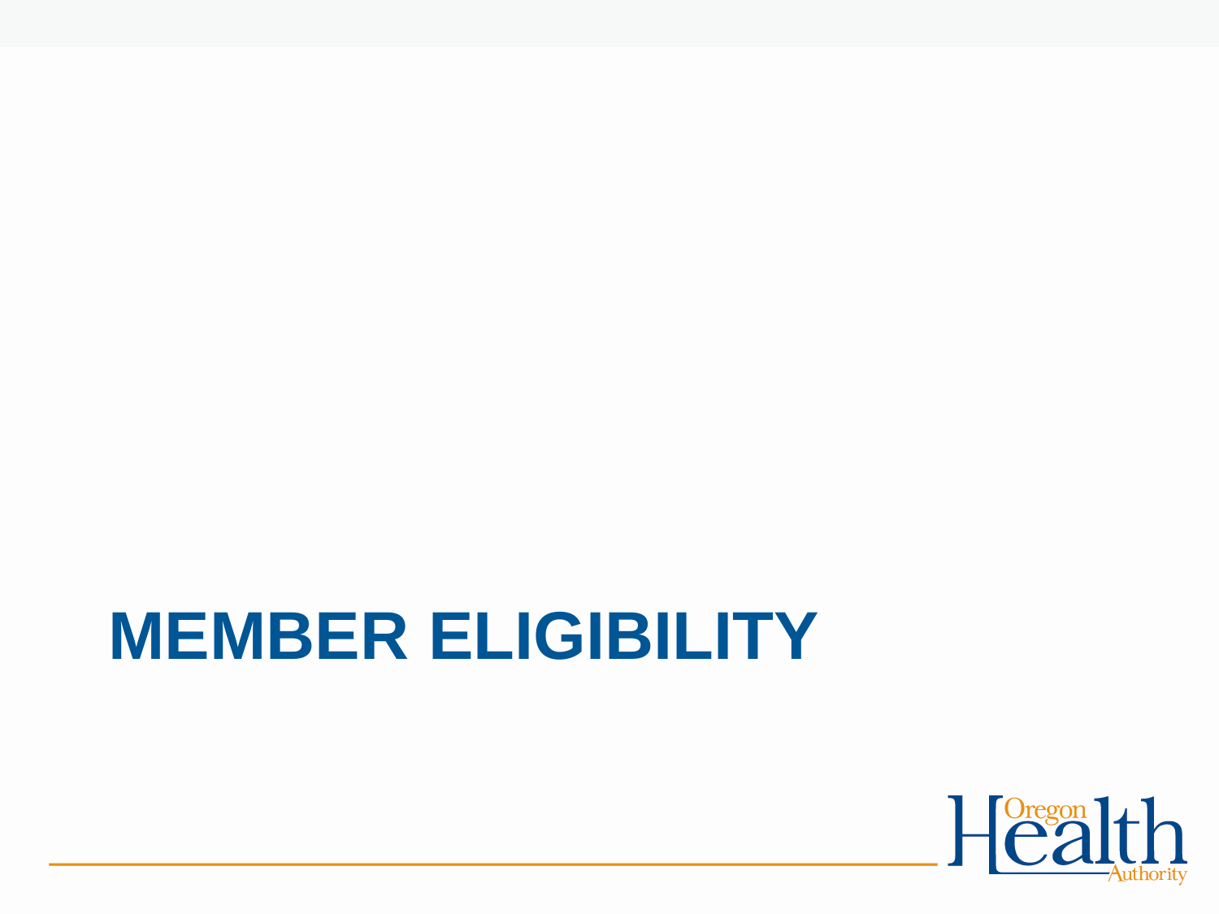# MEMBER ELIGIBILITY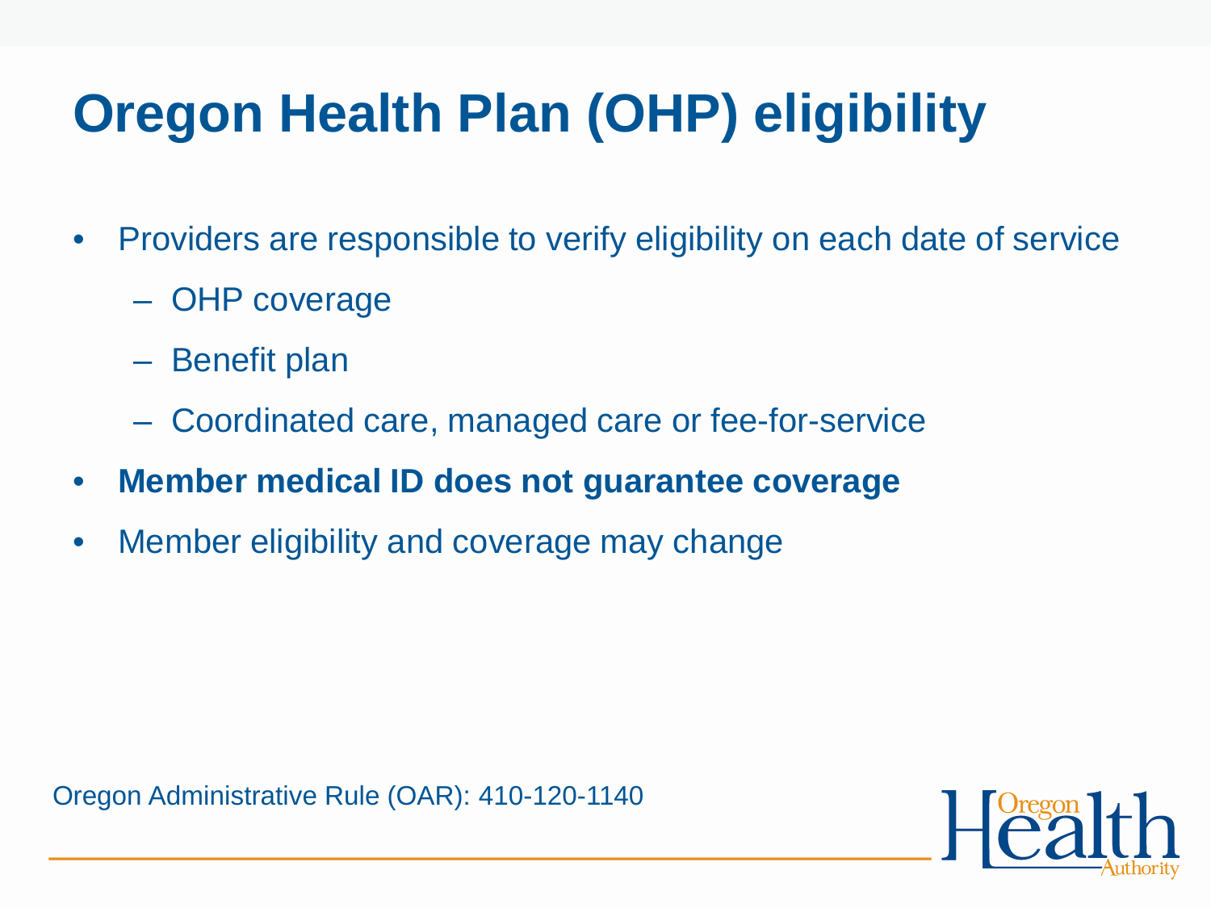# Oregon Health Plan (OHP) eligibility

- Providers are responsible to verify eligibility on each date of service
  - OHP coverage
  - Benefit plan
  - Coordinated care, managed care or fee-for-service
- **Member medical ID does not guarantee coverage**
- Member eligibility and coverage may change

Oregon Administrative Rule (OAR): 410-120-1140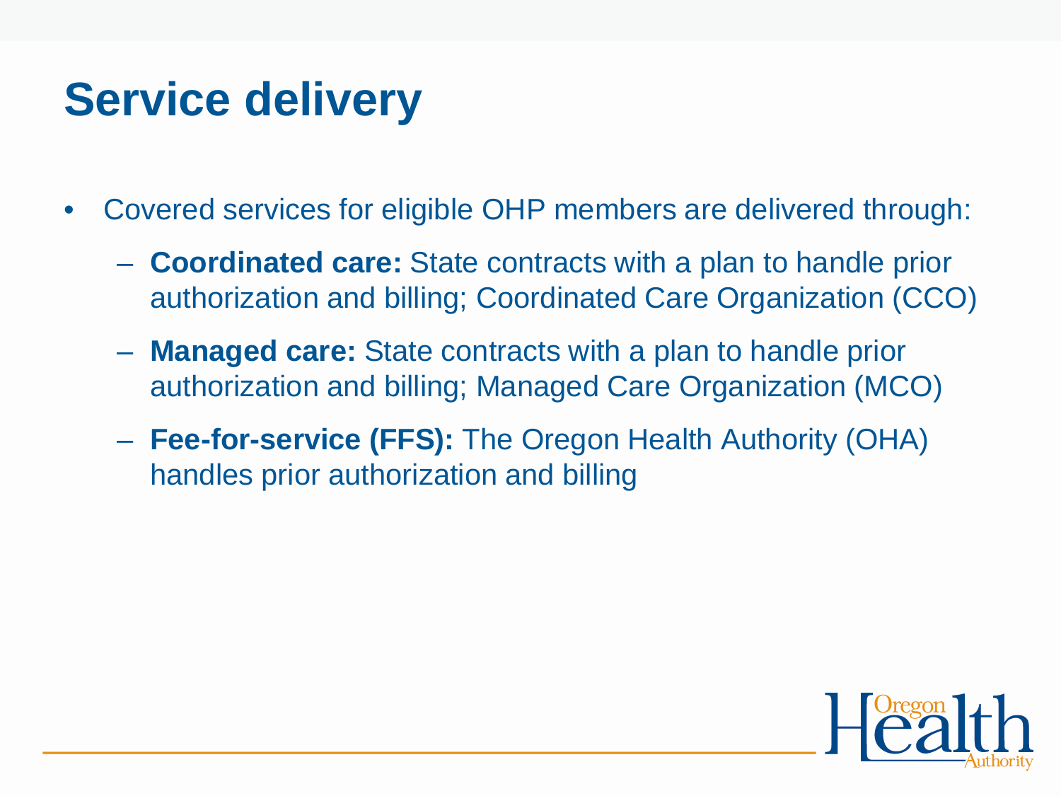# Service delivery

- Covered services for eligible OHP members are delivered through:
  - **Coordinated care:** State contracts with a plan to handle prior authorization and billing; Coordinated Care Organization (CCO)
  - **Managed care:** State contracts with a plan to handle prior authorization and billing; Managed Care Organization (MCO)
  - **Fee-for-service (FFS):** The Oregon Health Authority (OHA) handles prior authorization and billing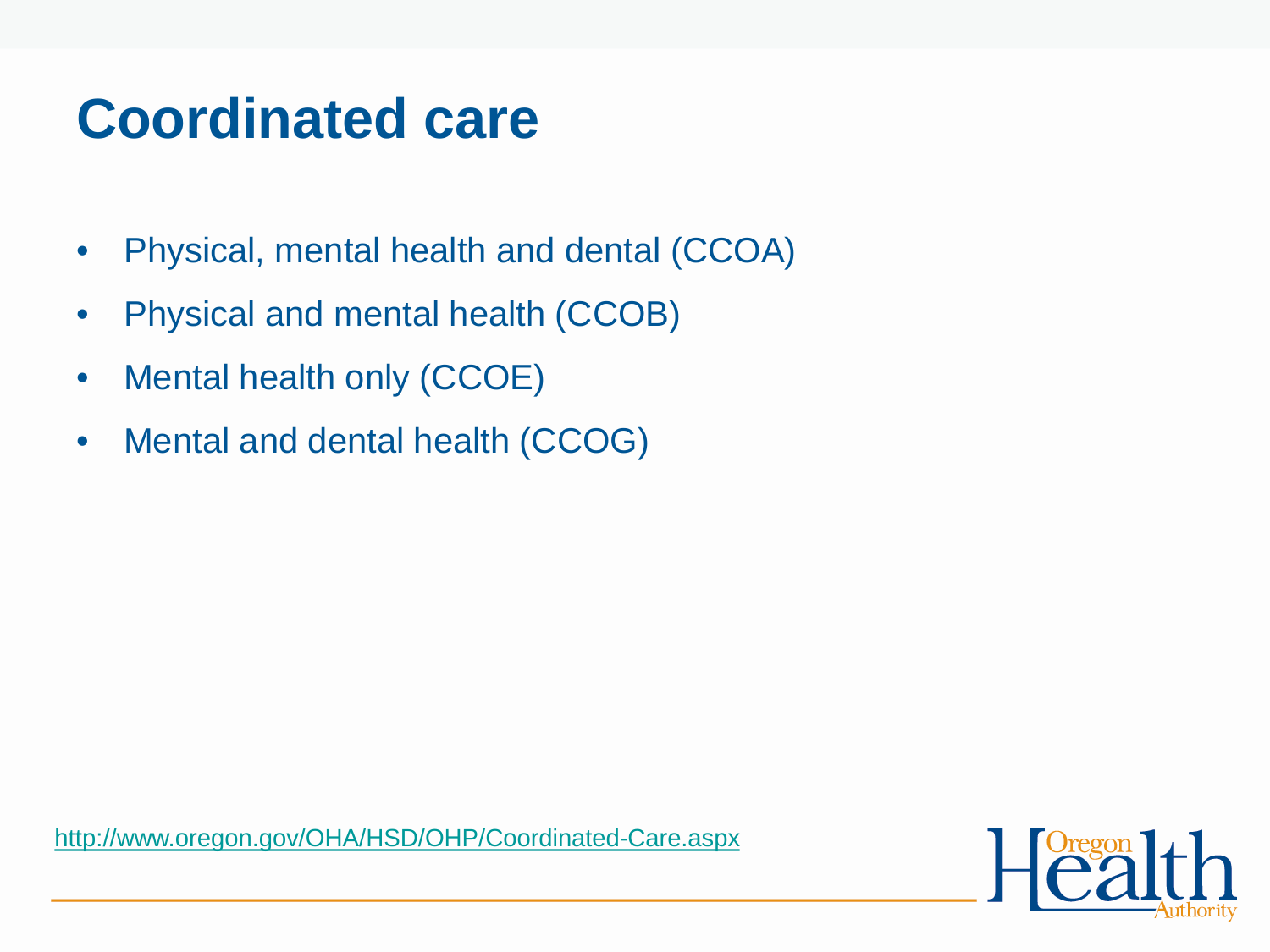# Coordinated care

- Physical, mental health and dental (CCOA)
- Physical and mental health (CCOB)
- Mental health only (CCOE)
- Mental and dental health (CCOG)

http://www.oregon.gov/OHA/HSD/OHP/Coordinated-Care.aspx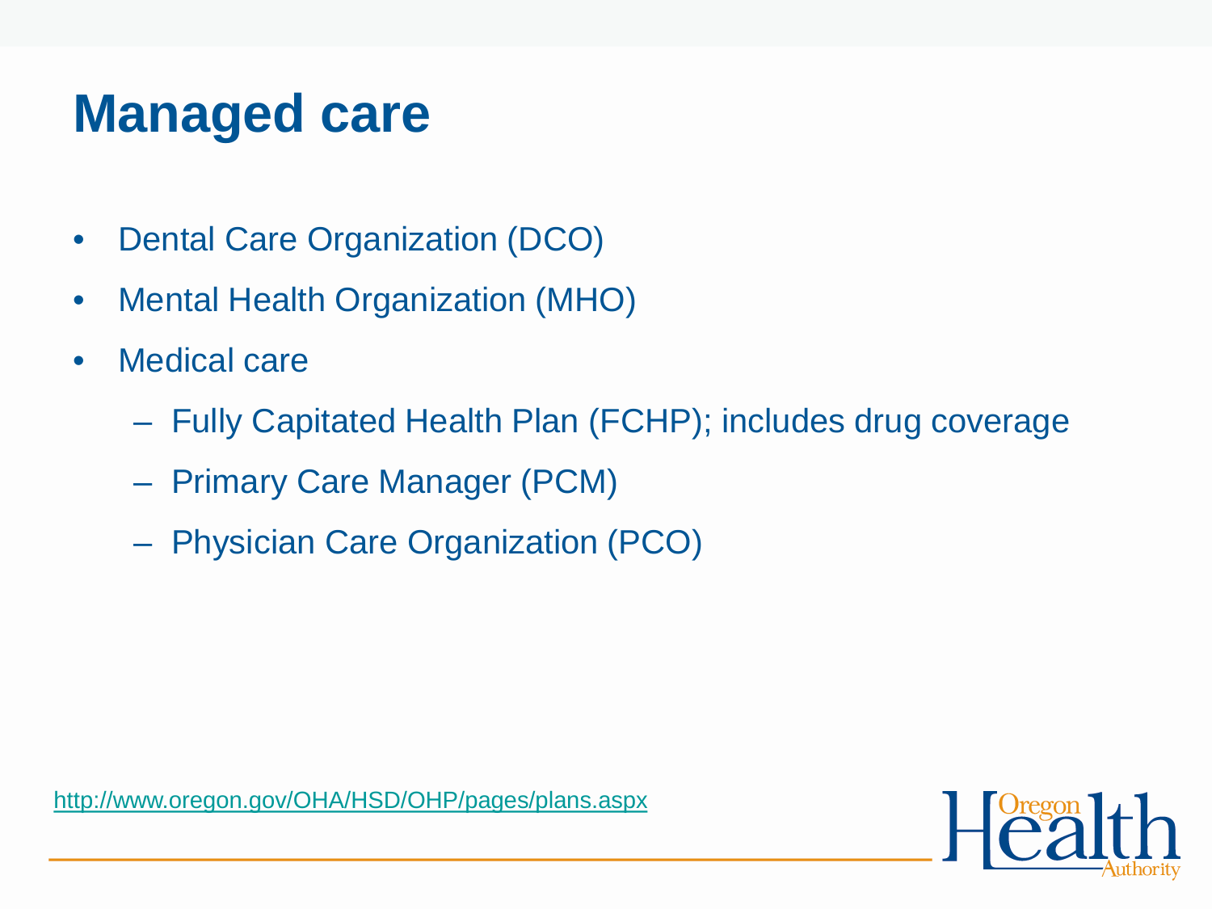# Managed care

- Dental Care Organization (DCO)
- Mental Health Organization (MHO)
- Medical care
  - Fully Capitated Health Plan (FCHP); includes drug coverage
  - Primary Care Manager (PCM)
  - Physician Care Organization (PCO)

http://www.oregon.gov/OHA/HSD/OHP/pages/plans.aspx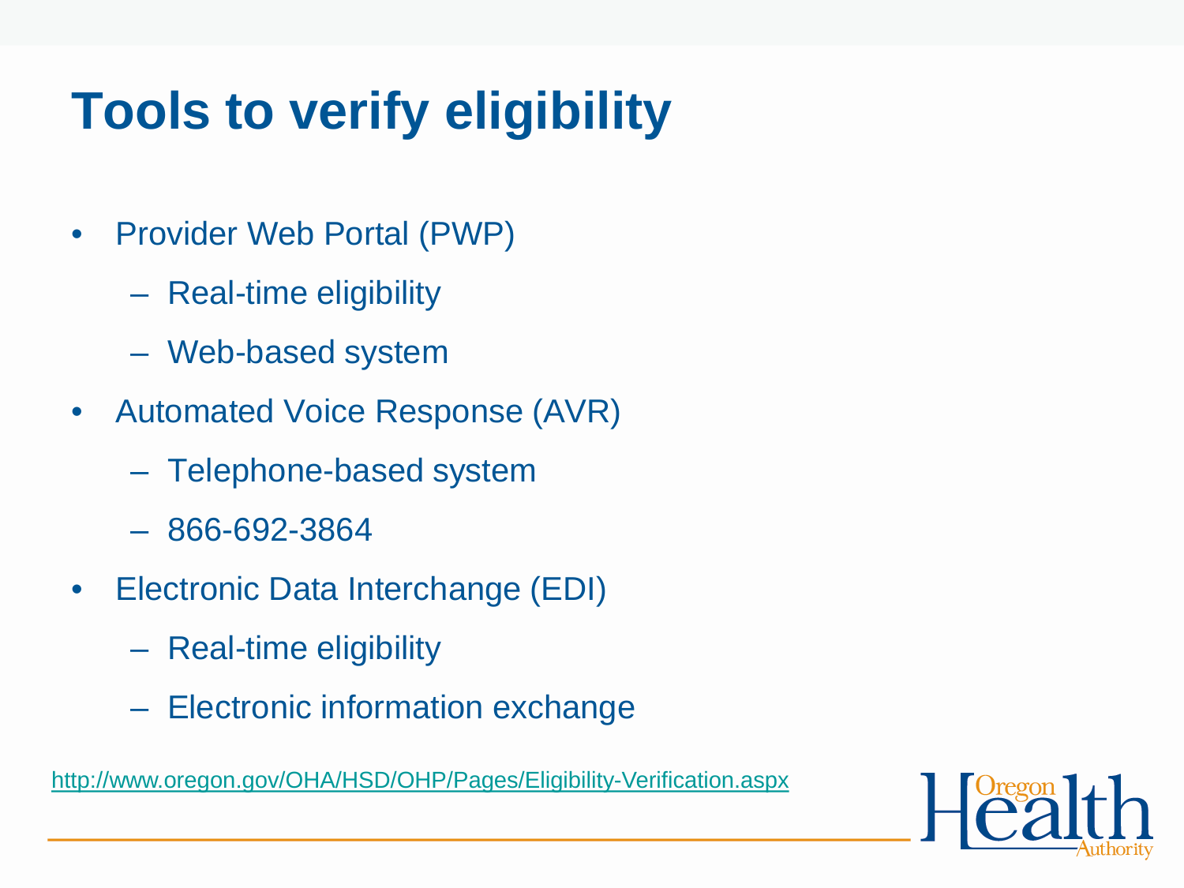# Tools to verify eligibility

- Provider Web Portal (PWP)
  - Real-time eligibility
  - Web-based system
- Automated Voice Response (AVR)
  - Telephone-based system
  - 866-692-3864
- Electronic Data Interchange (EDI)
  - Real-time eligibility
  - Electronic information exchange

http://www.oregon.gov/OHA/HSD/OHP/Pages/Eligibility-Verification.aspx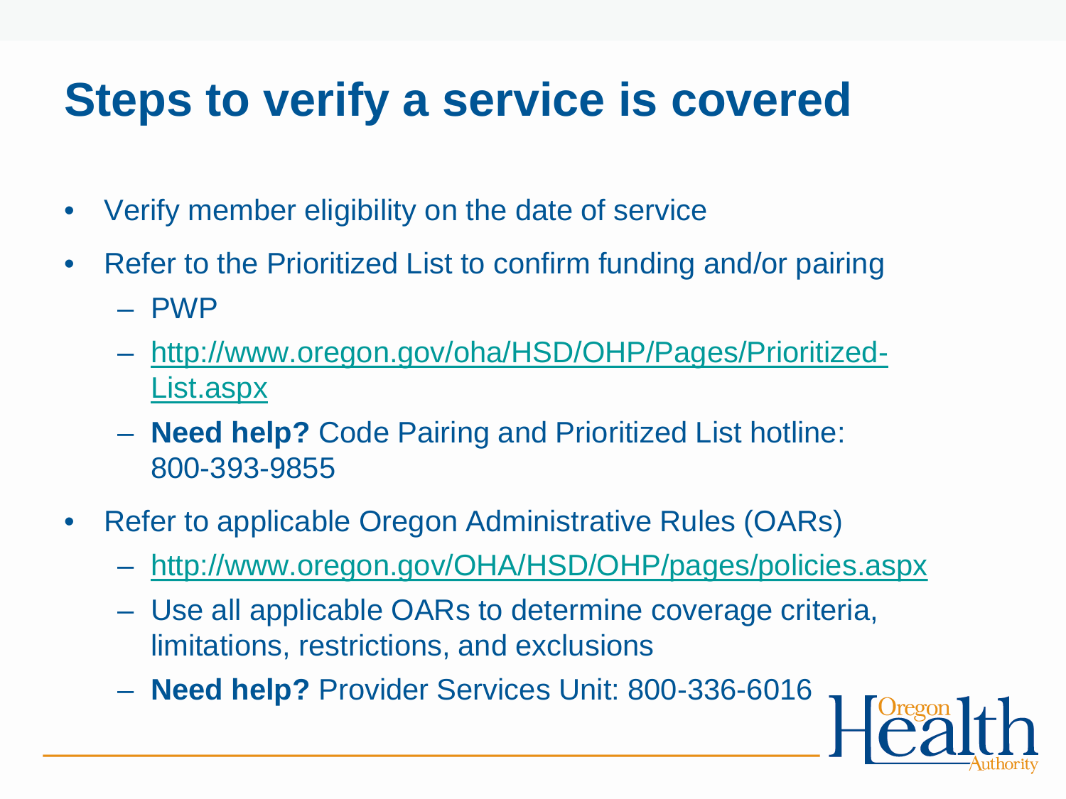# Steps to verify a service is covered

- Verify member eligibility on the date of service
- Refer to the Prioritized List to confirm funding and/or pairing
  - PWP
  - http://www.oregon.gov/oha/HSD/OHP/Pages/Prioritized-List.aspx
  - **Need help?** Code Pairing and Prioritized List hotline: 800-393-9855
- Refer to applicable Oregon Administrative Rules (OARs)
  - http://www.oregon.gov/OHA/HSD/OHP/pages/policies.aspx
  - Use all applicable OARs to determine coverage criteria, limitations, restrictions, and exclusions
  - **Need help?** Provider Services Unit: 800-336-6016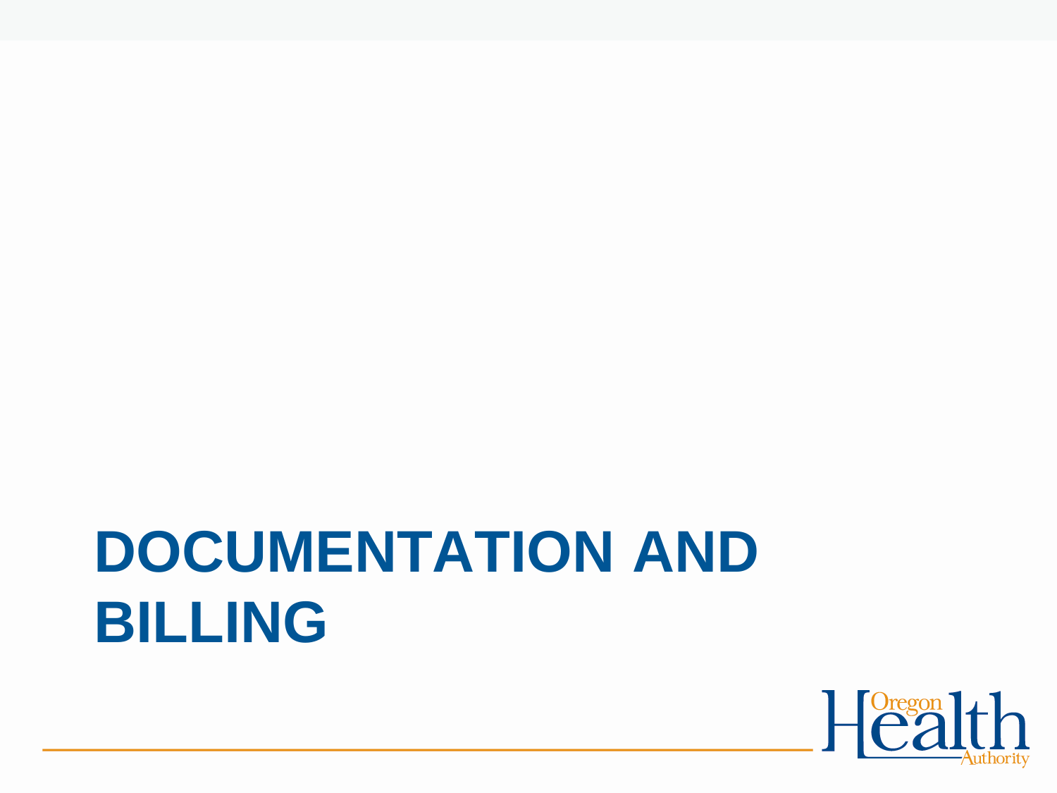# DOCUMENTATION AND BILLING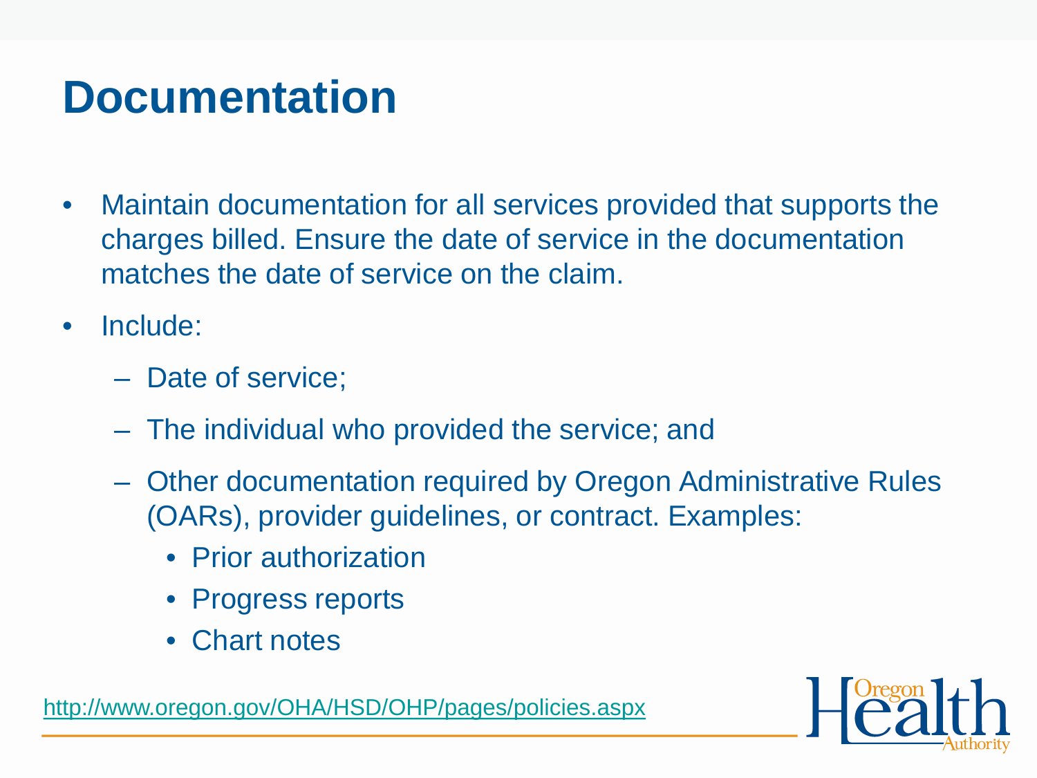# Documentation

- Maintain documentation for all services provided that supports the charges billed. Ensure the date of service in the documentation matches the date of service on the claim.
- Include:
  - Date of service;
  - The individual who provided the service; and
  - Other documentation required by Oregon Administrative Rules (OARs), provider guidelines, or contract. Examples:
    - Prior authorization
    - Progress reports
    - Chart notes

http://www.oregon.gov/OHA/HSD/OHP/pages/policies.aspx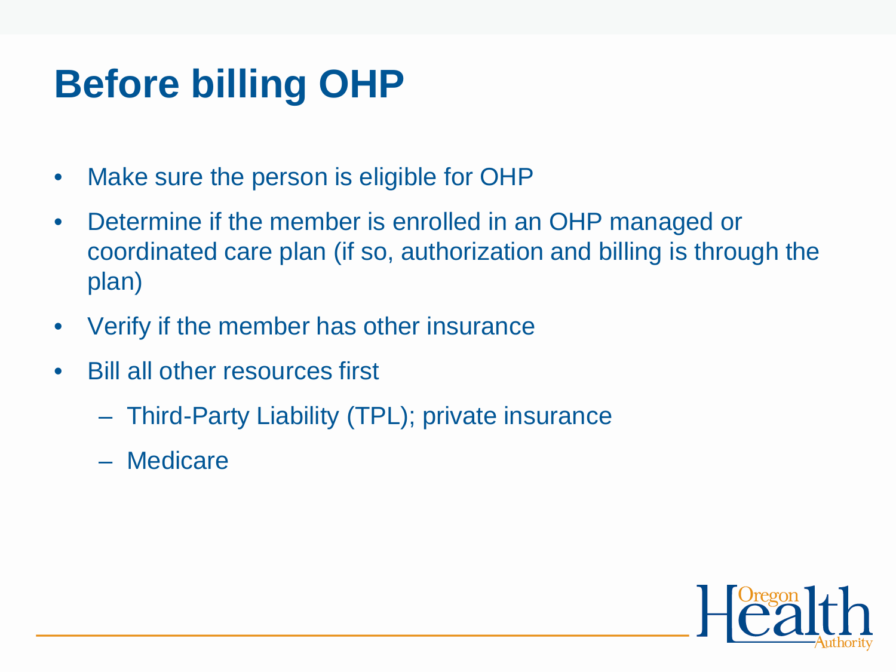# Before billing OHP

- Make sure the person is eligible for OHP
- Determine if the member is enrolled in an OHP managed or coordinated care plan (if so, authorization and billing is through the plan)
- Verify if the member has other insurance
- Bill all other resources first
  - Third-Party Liability (TPL); private insurance
  - Medicare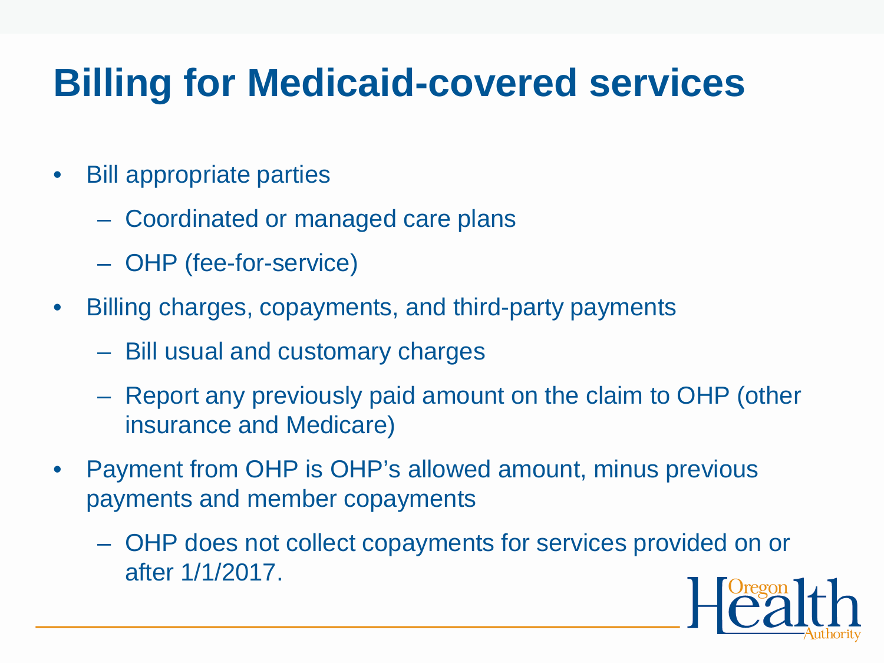# Billing for Medicaid-covered services

- Bill appropriate parties
  - Coordinated or managed care plans
  - OHP (fee-for-service)
- Billing charges, copayments, and third-party payments
  - Bill usual and customary charges
  - Report any previously paid amount on the claim to OHP (other insurance and Medicare)
- Payment from OHP is OHP's allowed amount, minus previous payments and member copayments
  - OHP does not collect copayments for services provided on or after 1/1/2017.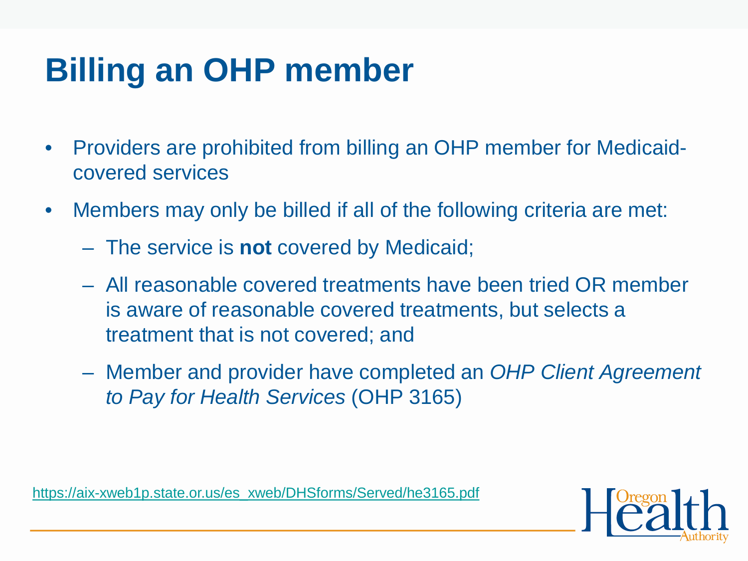# Billing an OHP member

- Providers are prohibited from billing an OHP member for Medicaid-covered services
- Members may only be billed if all of the following criteria are met:
  - The service is **not** covered by Medicaid;
  - All reasonable covered treatments have been tried OR member is aware of reasonable covered treatments, but selects a treatment that is not covered; and
  - Member and provider have completed an *OHP Client Agreement to Pay for Health Services* (OHP 3165)

https://aix-xweb1p.state.or.us/es_xweb/DHSforms/Served/he3165.pdf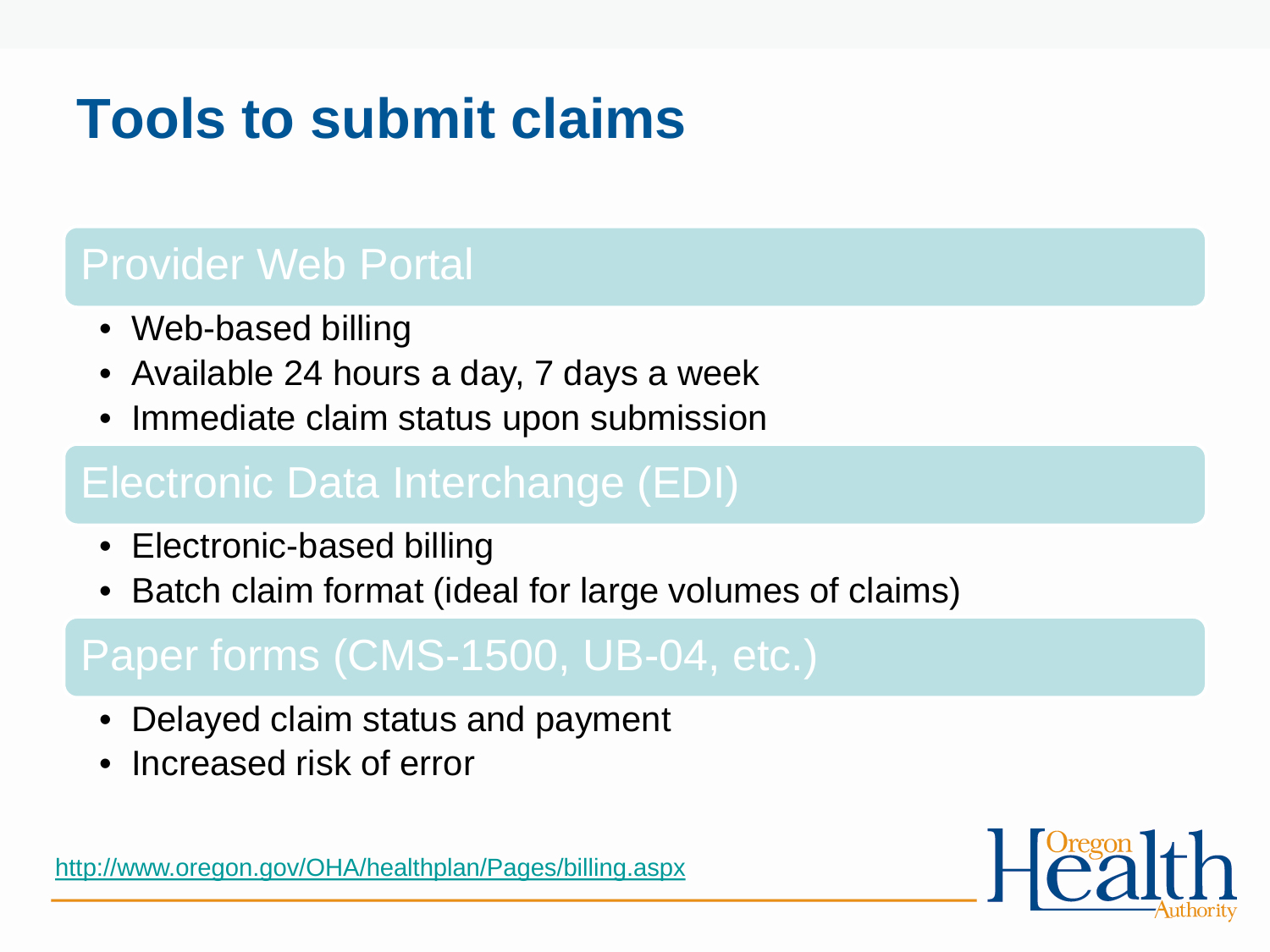# Tools to submit claims

## Provider Web Portal

- Web-based billing
- Available 24 hours a day, 7 days a week
- Immediate claim status upon submission

## Electronic Data Interchange (EDI)

- Electronic-based billing
- Batch claim format (ideal for large volumes of claims)

## Paper forms (CMS-1500, UB-04, etc.)

- Delayed claim status and payment
- Increased risk of error

http://www.oregon.gov/OHA/healthplan/Pages/billing.aspx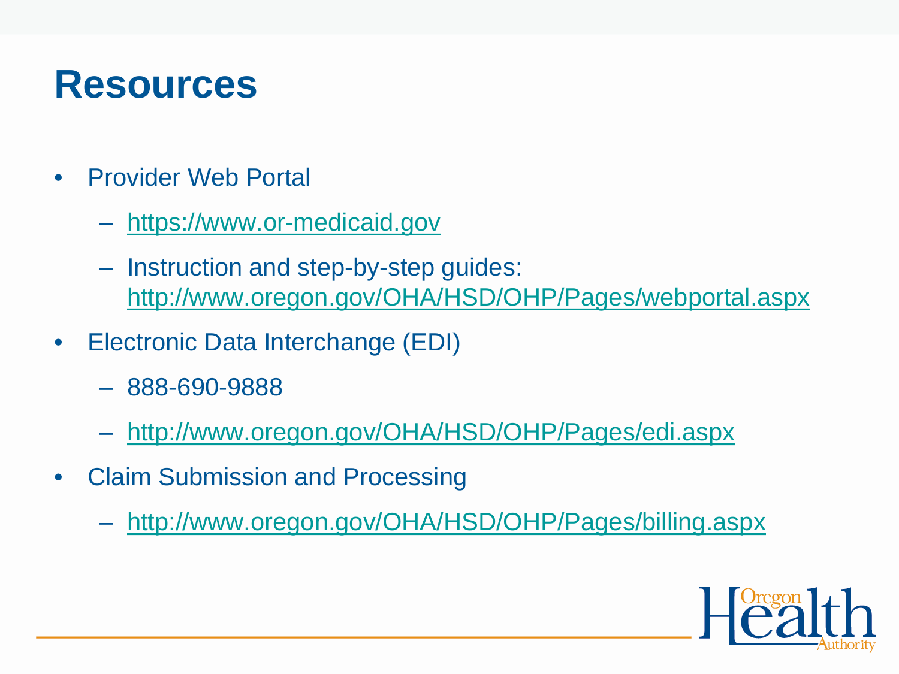# Resources

- Provider Web Portal
  - https://www.or-medicaid.gov
  - Instruction and step-by-step guides: http://www.oregon.gov/OHA/HSD/OHP/Pages/webportal.aspx
- Electronic Data Interchange (EDI)
  - 888-690-9888
  - http://www.oregon.gov/OHA/HSD/OHP/Pages/edi.aspx
- Claim Submission and Processing
  - http://www.oregon.gov/OHA/HSD/OHP/Pages/billing.aspx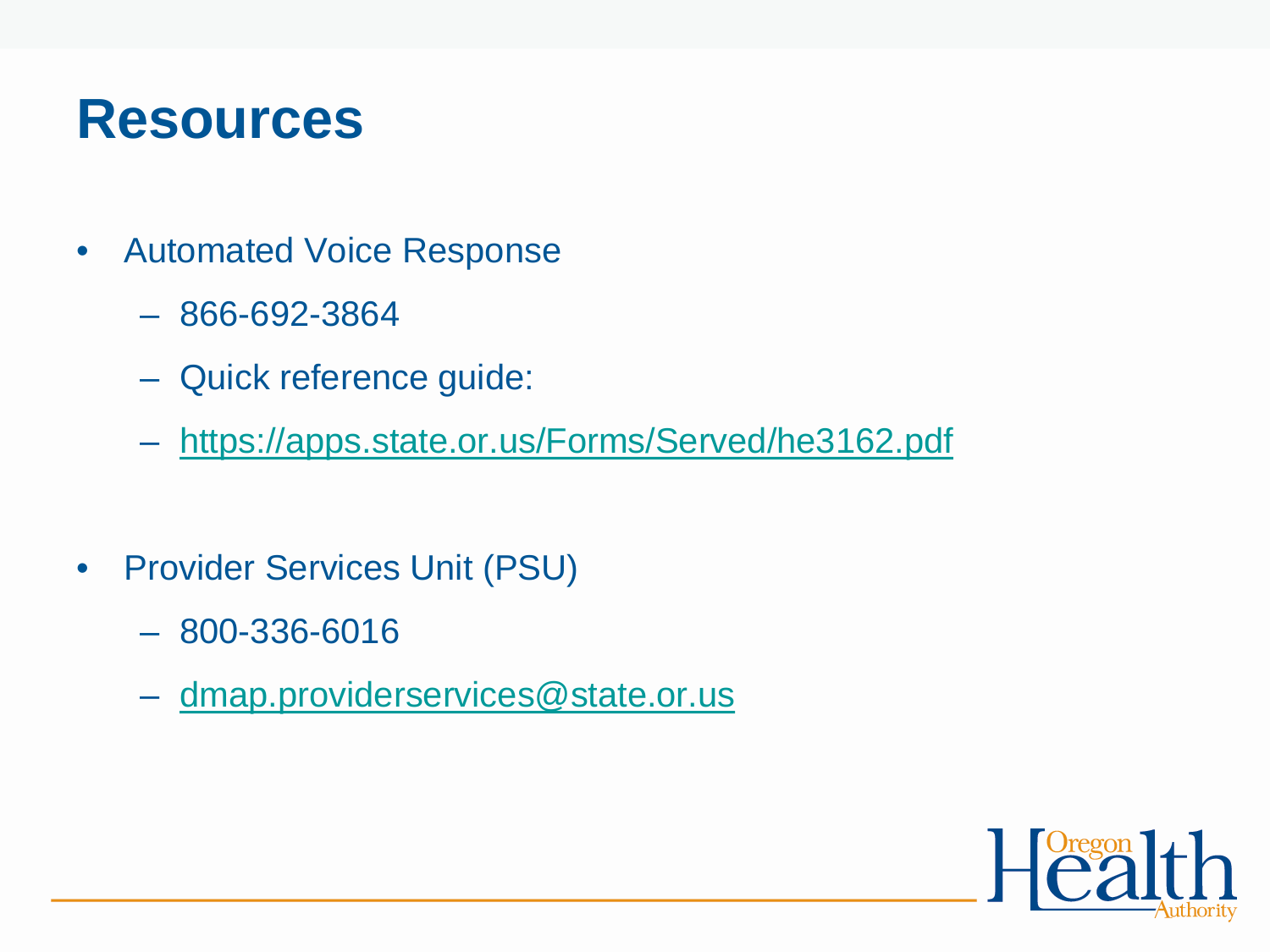# Resources

- Automated Voice Response
  - 866-692-3864
  - Quick reference guide:
  - https://apps.state.or.us/Forms/Served/he3162.pdf
- Provider Services Unit (PSU)
  - 800-336-6016
  - dmap.providerservices@state.or.us